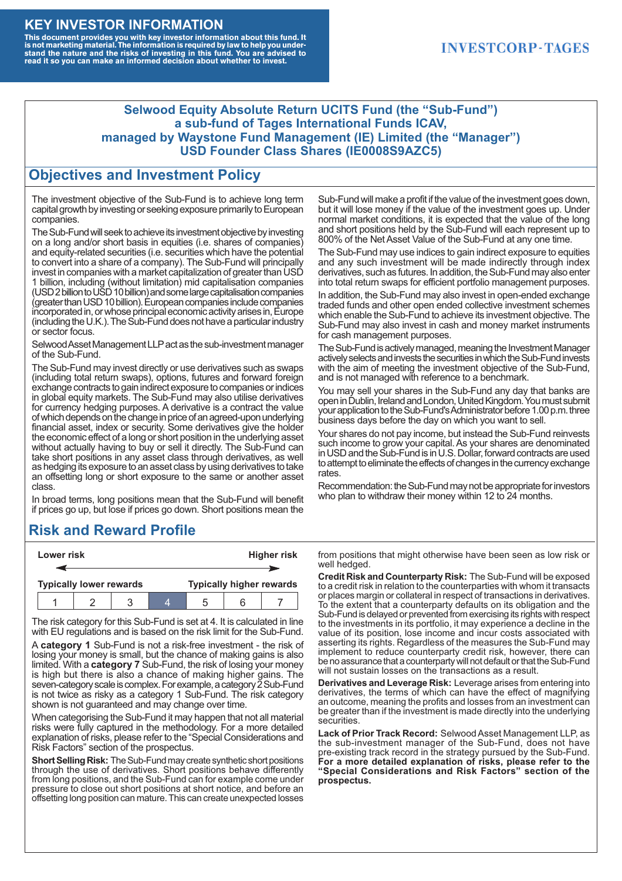# KEY INVESTOR INFORMATION

**This document provides you with key investor information about this fund. It is not marketing material. The information is required by law to help you understand the nature and the risks of investing in this fund. You are advised to read it so you can make an informed decision about whether to invest.**

INVESTCORP-TAGES

## Selwood Equity Absolute Return UCITS Fund (the "Sub-Fund") a sub-fund of Tages International Funds ICAV, managed by Waystone Fund Management (IE) Limited (the "Manager") USD Founder Class Shares (IE0008S9AZC5)

## Objectives and Investment Policy

The investment objective of the Sub-Fund is to achieve long term capital growth by investing or seeking exposure primarily to European companies.

The Sub-Fund will seek to achieve its investment objective by investing on a long and/or short basis in equities (i.e. shares of companies) and equity-related securities (i.e. securities which have the potential to convert into a share of a company). The Sub-Fund will principally invest in companies with a market capitalization of greater than USD 1 billion, including (without limitation) mid capitalisation companies (USD 2 billion to USD 10 billion) and some large capitalisation companies (greater than USD 10 billion). European companies include companies incorporated in, or whose principal economic activity arises in, Europe (including the U.K.). The Sub-Fund does not have a particular industry or sector focus.

Selwood Asset Management LLP act as the sub-investment manager of the Sub-Fund.

The Sub-Fund may invest directly or use derivatives such as swaps (including total return swaps), options, futures and forward foreign exchange contracts to gain indirect exposure to companies or indices in global equity markets. The Sub-Fund may also utilise derivatives for currency hedging purposes. A derivative is a contract the value of which depends on the change in price of an agreed-upon underlying financial asset, index or security. Some derivatives give the holder the economic effect of a long or short position in the underlying asset without actually having to buy or sell it directly. The Sub-Fund can take short positions in any asset class through derivatives, as well as hedging its exposure to an asset class by using derivatives to take an offsetting long or short exposure to the same or another asset class.

In broad terms, long positions mean that the Sub-Fund will benefit if prices go up, but lose if prices go down. Short positions mean the Sub-Fund will make a profit if the value of the investment goes down, but it will lose money if the value of the investment goes up. Under normal market conditions, it is expected that the value of the long and short positions held by the Sub-Fund will each represent up to 800% of the Net Asset Value of the Sub-Fund at any one time.

The Sub-Fund may use indices to gain indirect exposure to equities and any such investment will be made indirectly through index derivatives, such as futures. In addition, the Sub-Fund may also enter into total return swaps for efficient portfolio management purposes.

In addition, the Sub-Fund may also invest in open-ended exchange traded funds and other open ended collective investment schemes which enable the Sub-Fund to achieve its investment objective. The Sub-Fund may also invest in cash and money market instruments for cash management purposes.

The Sub-Fund is actively managed, meaning the Investment Manager actively selects and invests the securities in which the Sub-Fund invests with the aim of meeting the investment objective of the Sub-Fund, and is not managed with reference to a benchmark.

You may sell your shares in the Sub-Fund any day that banks are open in Dublin, Ireland and London, United Kingdom. You must submit your application to the Sub-Fund's Administrator before 1.00 p.m. three business days before the day on which you want to sell.

Your shares do not pay income, but instead the Sub-Fund reinvests such income to grow your capital. As your shares are denominated in USD and the Sub-Fund is in U.S. Dollar, forward contracts are used to attempt to eliminate the effects of changes in the currency exchange rates.

Recommendation: the Sub-Fund may not be appropriate for investors who plan to withdraw their money within 12 to 24 months.

## Risk and Reward Profile

| Lower risk | | | | | | Higher risk |
|---|---|---|---|---|---|---|
| Typically lower rewards | | | | | | Typically higher rewards |
| 1 | 2 | 3 | **4** | 5 | 6 | 7 |

The risk category for this Sub-Fund is set at 4. It is calculated in line with EU regulations and is based on the risk limit for the Sub-Fund.

A **category 1** Sub-Fund is not a risk-free investment - the risk of losing your money is small, but the chance of making gains is also limited. With a **category 7** Sub-Fund, the risk of losing your money is high but there is also a chance of making higher gains. The seven-category scale is complex. For example, a category 2 Sub-Fund is not twice as risky as a category 1 Sub-Fund. The risk category shown is not guaranteed and may change over time.

When categorising the Sub-Fund it may happen that not all material risks were fully captured in the methodology. For a more detailed explanation of risks, please refer to the "Special Considerations and Risk Factors" section of the prospectus.

**Short Selling Risk:** The Sub-Fund may create synthetic short positions through the use of derivatives. Short positions behave differently from long positions, and the Sub-Fund can for example come under pressure to close out short positions at short notice, and before an offsetting long position can mature. This can create unexpected losses from positions that might otherwise have been seen as low risk or well hedged.

**Credit Risk and Counterparty Risk:** The Sub-Fund will be exposed to a credit risk in relation to the counterparties with whom it transacts or places margin or collateral in respect of transactions in derivatives. To the extent that a counterparty defaults on its obligation and the Sub-Fund is delayed or prevented from exercising its rights with respect to the investments in its portfolio, it may experience a decline in the value of its position, lose income and incur costs associated with asserting its rights. Regardless of the measures the Sub-Fund may implement to reduce counterparty credit risk, however, there can be no assurance that a counterparty will not default or that the Sub-Fund will not sustain losses on the transactions as a result.

**Derivatives and Leverage Risk:** Leverage arises from entering into derivatives, the terms of which can have the effect of magnifying an outcome, meaning the profits and losses from an investment can be greater than if the investment is made directly into the underlying securities.

**Lack of Prior Track Record:** Selwood Asset Management LLP, as the sub-investment manager of the Sub-Fund, does not have pre-existing track record in the strategy pursued by the Sub-Fund.
**For a more detailed explanation of risks, please refer to the "Special Considerations and Risk Factors" section of the prospectus.**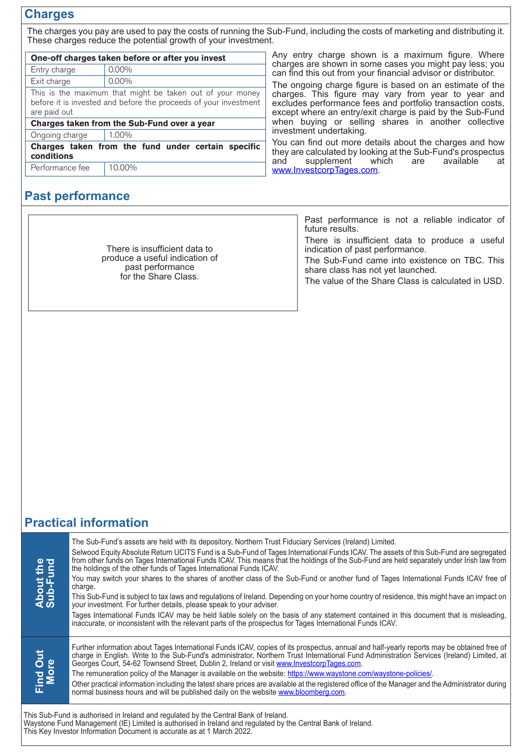## Charges

The charges you pay are used to pay the costs of running the Sub-Fund, including the costs of marketing and distributing it. These charges reduce the potential growth of your investment.

| One-off charges taken before or after you invest | |
|---|---|
| Entry charge | 0.00% |
| Exit charge | 0.00% |
| This is the maximum that might be taken out of your money before it is invested and before the proceeds of your investment are paid out | |
| **Charges taken from the Sub-Fund over a year** | |
| Ongoing charge | 1.00% |
| **Charges taken from the fund under certain specific conditions** | |
| Performance fee | 10.00% |

Any entry charge shown is a maximum figure. Where charges are shown in some cases you might pay less; you can find this out from your financial advisor or distributor.

The ongoing charge figure is based on an estimate of the charges. This figure may vary from year to year and excludes performance fees and portfolio transaction costs, except where an entry/exit charge is paid by the Sub-Fund when buying or selling shares in another collective investment undertaking.

You can find out more details about the charges and how they are calculated by looking at the Sub-Fund's prospectus and supplement which are available at www.InvestcorpTages.com.

## Past performance

There is insufficient data to produce a useful indication of past performance for the Share Class.

Past performance is not a reliable indicator of future results.

There is insufficient data to produce a useful indication of past performance.

The Sub-Fund came into existence on TBC. This share class has not yet launched.

The value of the Share Class is calculated in USD.

## Practical information

### About the Sub-Fund

The Sub-Fund's assets are held with its depository, Northern Trust Fiduciary Services (Ireland) Limited.

Selwood Equity Absolute Return UCITS Fund is a Sub-Fund of Tages International Funds ICAV. The assets of this Sub-Fund are segregated from other funds on Tages International Funds ICAV. This means that the holdings of the Sub-Fund are held separately under Irish law from the holdings of the other funds of Tages International Funds ICAV.

You may switch your shares to the shares of another class of the Sub-Fund or another fund of Tages International Funds ICAV free of charge.

This Sub-Fund is subject to tax laws and regulations of Ireland. Depending on your home country of residence, this might have an impact on your investment. For further details, please speak to your adviser.

Tages International Funds ICAV may be held liable solely on the basis of any statement contained in this document that is misleading, inaccurate, or inconsistent with the relevant parts of the prospectus for Tages International Funds ICAV.

### Find Out More

Further information about Tages International Funds ICAV, copies of its prospectus, annual and half-yearly reports may be obtained free of charge in English. Write to the Sub-Fund's administrator, Northern Trust International Fund Administration Services (Ireland) Limited, at Georges Court, 54-62 Townsend Street, Dublin 2, Ireland or visit www.InvestcorpTages.com.

The remuneration policy of the Manager is available on the website: https://www.waystone.com/waystone-policies/.

Other practical information including the latest share prices are available at the registered office of the Manager and the Administrator during normal business hours and will be published daily on the website www.bloomberg.com.

This Sub-Fund is authorised in Ireland and regulated by the Central Bank of Ireland.
Waystone Fund Management (IE) Limited is authorised in Ireland and regulated by the Central Bank of Ireland.
This Key Investor Information Document is accurate as at 1 March 2022.